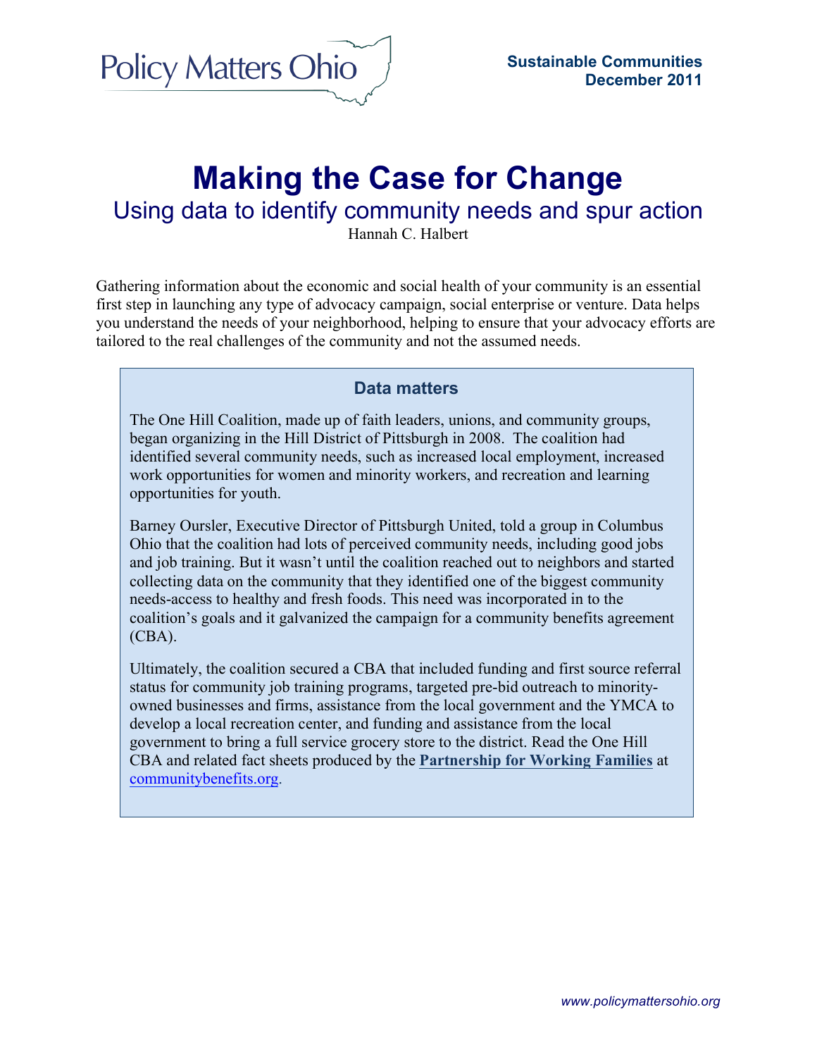Policy Matters Ohio

**Sustainable Communities**
**December 2011**

# Making the Case for Change

## Using data to identify community needs and spur action

Hannah C. Halbert

Gathering information about the economic and social health of your community is an essential first step in launching any type of advocacy campaign, social enterprise or venture. Data helps you understand the needs of your neighborhood, helping to ensure that your advocacy efforts are tailored to the real challenges of the community and not the assumed needs.

### Data matters

The One Hill Coalition, made up of faith leaders, unions, and community groups, began organizing in the Hill District of Pittsburgh in 2008. The coalition had identified several community needs, such as increased local employment, increased work opportunities for women and minority workers, and recreation and learning opportunities for youth.

Barney Oursler, Executive Director of Pittsburgh United, told a group in Columbus Ohio that the coalition had lots of perceived community needs, including good jobs and job training. But it wasn't until the coalition reached out to neighbors and started collecting data on the community that they identified one of the biggest community needs-access to healthy and fresh foods. This need was incorporated in to the coalition's goals and it galvanized the campaign for a community benefits agreement (CBA).

Ultimately, the coalition secured a CBA that included funding and first source referral status for community job training programs, targeted pre-bid outreach to minority-owned businesses and firms, assistance from the local government and the YMCA to develop a local recreation center, and funding and assistance from the local government to bring a full service grocery store to the district. Read the One Hill CBA and related fact sheets produced by the **Partnership for Working Families** at communitybenefits.org.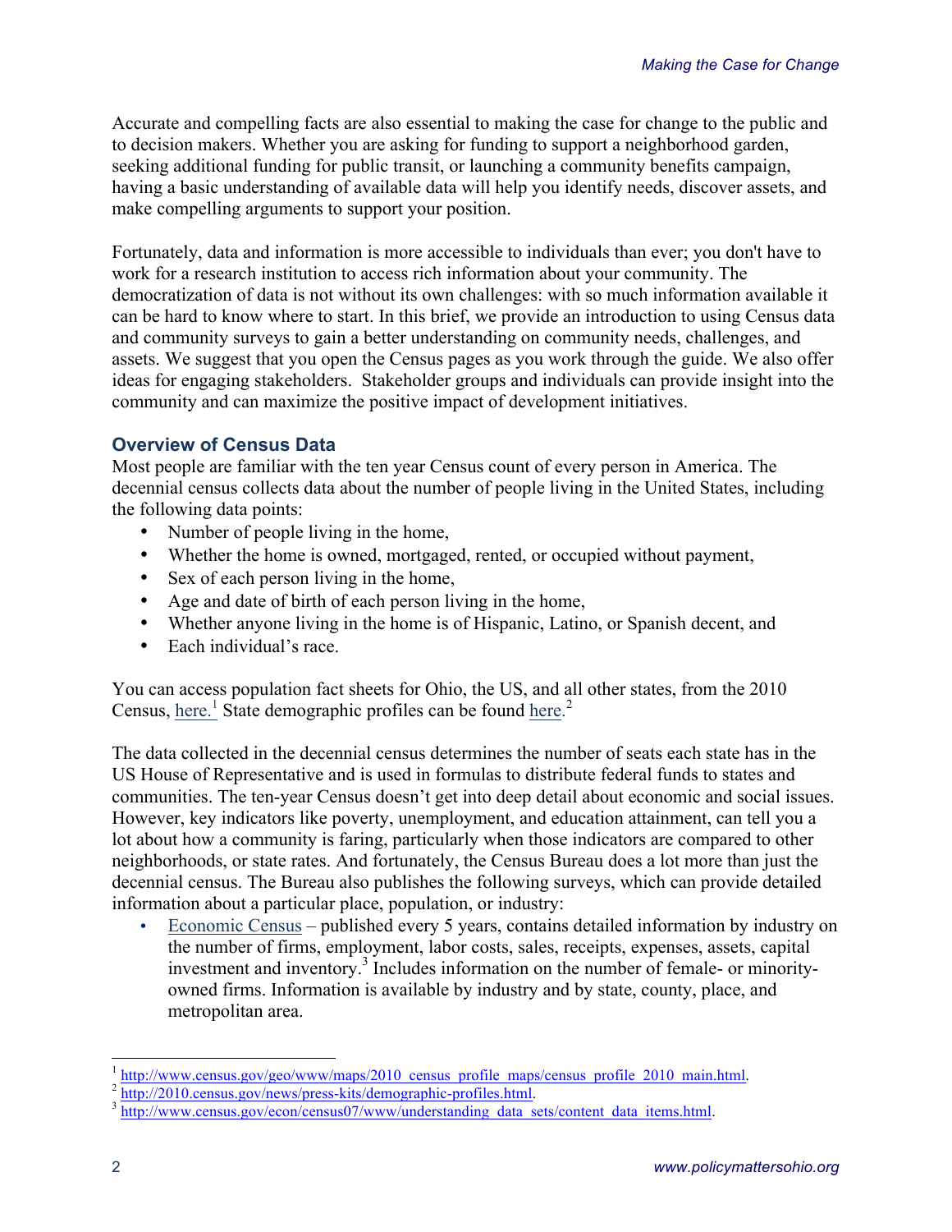Accurate and compelling facts are also essential to making the case for change to the public and to decision makers. Whether you are asking for funding to support a neighborhood garden, seeking additional funding for public transit, or launching a community benefits campaign, having a basic understanding of available data will help you identify needs, discover assets, and make compelling arguments to support your position.

Fortunately, data and information is more accessible to individuals than ever; you don't have to work for a research institution to access rich information about your community. The democratization of data is not without its own challenges: with so much information available it can be hard to know where to start. In this brief, we provide an introduction to using Census data and community surveys to gain a better understanding on community needs, challenges, and assets. We suggest that you open the Census pages as you work through the guide. We also offer ideas for engaging stakeholders. Stakeholder groups and individuals can provide insight into the community and can maximize the positive impact of development initiatives.

### Overview of Census Data

Most people are familiar with the ten year Census count of every person in America. The decennial census collects data about the number of people living in the United States, including the following data points:

- Number of people living in the home,
- Whether the home is owned, mortgaged, rented, or occupied without payment,
- Sex of each person living in the home,
- Age and date of birth of each person living in the home,
- Whether anyone living in the home is of Hispanic, Latino, or Spanish decent, and
- Each individual's race.

You can access population fact sheets for Ohio, the US, and all other states, from the 2010 Census, here.[1] State demographic profiles can be found here.[2]

The data collected in the decennial census determines the number of seats each state has in the US House of Representative and is used in formulas to distribute federal funds to states and communities. The ten-year Census doesn't get into deep detail about economic and social issues. However, key indicators like poverty, unemployment, and education attainment, can tell you a lot about how a community is faring, particularly when those indicators are compared to other neighborhoods, or state rates. And fortunately, the Census Bureau does a lot more than just the decennial census. The Bureau also publishes the following surveys, which can provide detailed information about a particular place, population, or industry:

- Economic Census – published every 5 years, contains detailed information by industry on the number of firms, employment, labor costs, sales, receipts, expenses, assets, capital investment and inventory.[3] Includes information on the number of female- or minority-owned firms. Information is available by industry and by state, county, place, and metropolitan area.

---

[1] http://www.census.gov/geo/www/maps/2010_census_profile_maps/census_profile_2010_main.html.

[2] http://2010.census.gov/news/press-kits/demographic-profiles.html.

[3] http://www.census.gov/econ/census07/www/understanding_data_sets/content_data_items.html.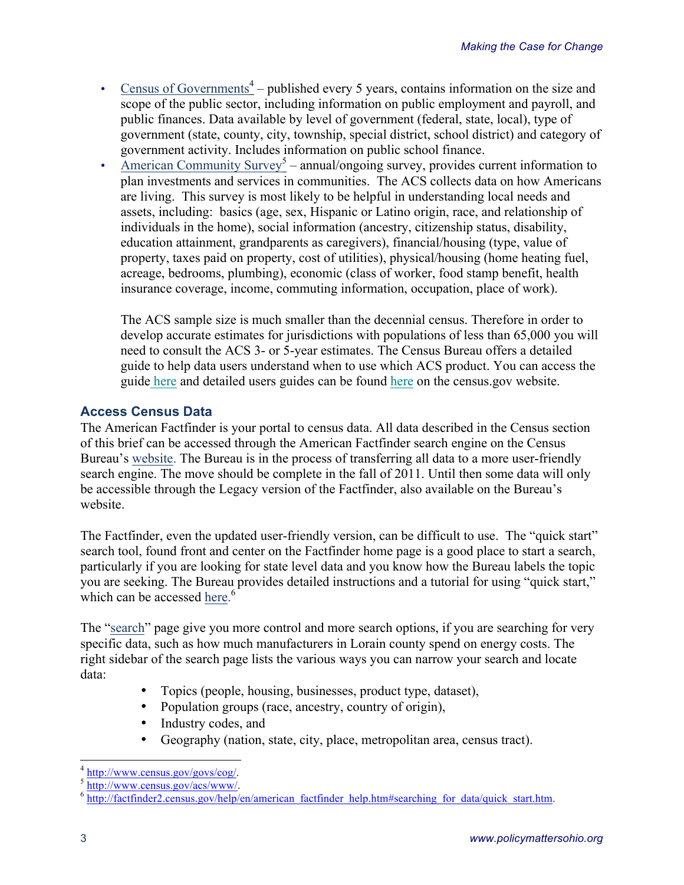- Census of Governments[4] – published every 5 years, contains information on the size and scope of the public sector, including information on public employment and payroll, and public finances. Data available by level of government (federal, state, local), type of government (state, county, city, township, special district, school district) and category of government activity. Includes information on public school finance.
- American Community Survey[5] – annual/ongoing survey, provides current information to plan investments and services in communities. The ACS collects data on how Americans are living. This survey is most likely to be helpful in understanding local needs and assets, including: basics (age, sex, Hispanic or Latino origin, race, and relationship of individuals in the home), social information (ancestry, citizenship status, disability, education attainment, grandparents as caregivers), financial/housing (type, value of property, taxes paid on property, cost of utilities), physical/housing (home heating fuel, acreage, bedrooms, plumbing), economic (class of worker, food stamp benefit, health insurance coverage, income, commuting information, occupation, place of work).

  The ACS sample size is much smaller than the decennial census. Therefore in order to develop accurate estimates for jurisdictions with populations of less than 65,000 you will need to consult the ACS 3- or 5-year estimates. The Census Bureau offers a detailed guide to help data users understand when to use which ACS product. You can access the guide here and detailed users guides can be found here on the census.gov website.

### Access Census Data

The American Factfinder is your portal to census data. All data described in the Census section of this brief can be accessed through the American Factfinder search engine on the Census Bureau's website. The Bureau is in the process of transferring all data to a more user-friendly search engine. The move should be complete in the fall of 2011. Until then some data will only be accessible through the Legacy version of the Factfinder, also available on the Bureau's website.

The Factfinder, even the updated user-friendly version, can be difficult to use. The "quick start" search tool, found front and center on the Factfinder home page is a good place to start a search, particularly if you are looking for state level data and you know how the Bureau labels the topic you are seeking. The Bureau provides detailed instructions and a tutorial for using "quick start," which can be accessed here.[6]

The "search" page give you more control and more search options, if you are searching for very specific data, such as how much manufacturers in Lorain county spend on energy costs. The right sidebar of the search page lists the various ways you can narrow your search and locate data:

- Topics (people, housing, businesses, product type, dataset),
- Population groups (race, ancestry, country of origin),
- Industry codes, and
- Geography (nation, state, city, place, metropolitan area, census tract).

---

[4] http://www.census.gov/govs/cog/.

[5] http://www.census.gov/acs/www/.

[6] http://factfinder2.census.gov/help/en/american_factfinder_help.htm#searching_for_data/quick_start.htm.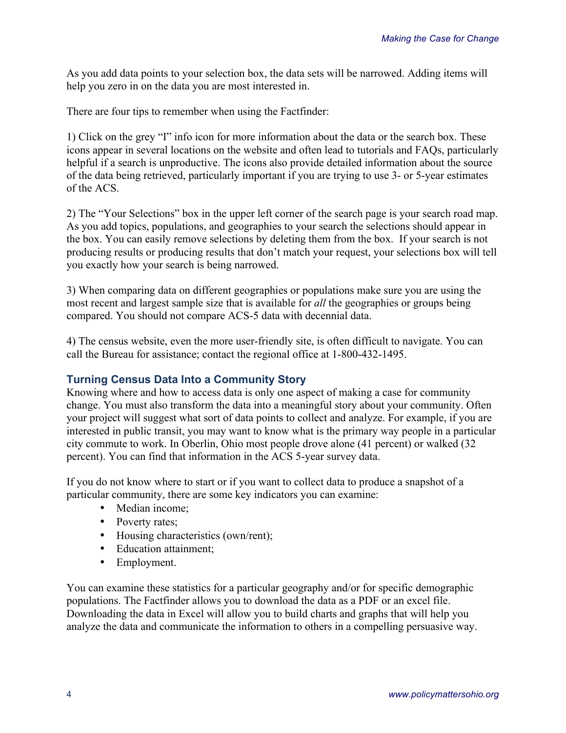As you add data points to your selection box, the data sets will be narrowed. Adding items will help you zero in on the data you are most interested in.

There are four tips to remember when using the Factfinder:

1) Click on the grey "I" info icon for more information about the data or the search box. These icons appear in several locations on the website and often lead to tutorials and FAQs, particularly helpful if a search is unproductive. The icons also provide detailed information about the source of the data being retrieved, particularly important if you are trying to use 3- or 5-year estimates of the ACS.

2) The "Your Selections" box in the upper left corner of the search page is your search road map. As you add topics, populations, and geographies to your search the selections should appear in the box. You can easily remove selections by deleting them from the box. If your search is not producing results or producing results that don't match your request, your selections box will tell you exactly how your search is being narrowed.

3) When comparing data on different geographies or populations make sure you are using the most recent and largest sample size that is available for *all* the geographies or groups being compared. You should not compare ACS-5 data with decennial data.

4) The census website, even the more user-friendly site, is often difficult to navigate. You can call the Bureau for assistance; contact the regional office at 1-800-432-1495.

### Turning Census Data Into a Community Story

Knowing where and how to access data is only one aspect of making a case for community change. You must also transform the data into a meaningful story about your community. Often your project will suggest what sort of data points to collect and analyze. For example, if you are interested in public transit, you may want to know what is the primary way people in a particular city commute to work. In Oberlin, Ohio most people drove alone (41 percent) or walked (32 percent). You can find that information in the ACS 5-year survey data.

If you do not know where to start or if you want to collect data to produce a snapshot of a particular community, there are some key indicators you can examine:

- Median income;
- Poverty rates;
- Housing characteristics (own/rent);
- Education attainment;
- Employment.

You can examine these statistics for a particular geography and/or for specific demographic populations. The Factfinder allows you to download the data as a PDF or an excel file. Downloading the data in Excel will allow you to build charts and graphs that will help you analyze the data and communicate the information to others in a compelling persuasive way.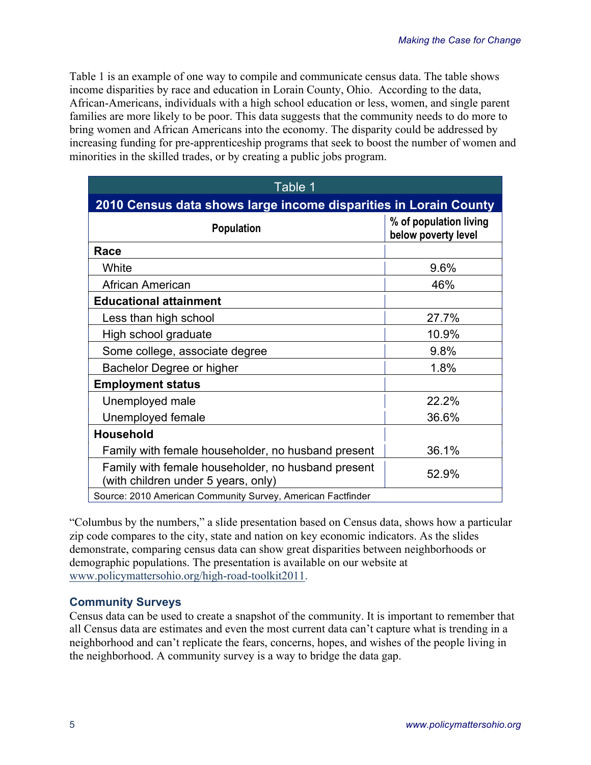Table 1 is an example of one way to compile and communicate census data. The table shows income disparities by race and education in Lorain County, Ohio. According to the data, African-Americans, individuals with a high school education or less, women, and single parent families are more likely to be poor. This data suggests that the community needs to do more to bring women and African Americans into the economy. The disparity could be addressed by increasing funding for pre-apprenticeship programs that seek to boost the number of women and minorities in the skilled trades, or by creating a public jobs program.

**Table 1**

**2010 Census data shows large income disparities in Lorain County**

| Population | % of population living below poverty level |
|---|---|
| **Race** | |
| White | 9.6% |
| African American | 46% |
| **Educational attainment** | |
| Less than high school | 27.7% |
| High school graduate | 10.9% |
| Some college, associate degree | 9.8% |
| Bachelor Degree or higher | 1.8% |
| **Employment status** | |
| Unemployed male | 22.2% |
| Unemployed female | 36.6% |
| **Household** | |
| Family with female householder, no husband present | 36.1% |
| Family with female householder, no husband present (with children under 5 years, only) | 52.9% |

Source: 2010 American Community Survey, American Factfinder

"Columbus by the numbers," a slide presentation based on Census data, shows how a particular zip code compares to the city, state and nation on key economic indicators. As the slides demonstrate, comparing census data can show great disparities between neighborhoods or demographic populations. The presentation is available on our website at www.policymattersohio.org/high-road-toolkit2011.

### Community Surveys

Census data can be used to create a snapshot of the community. It is important to remember that all Census data are estimates and even the most current data can't capture what is trending in a neighborhood and can't replicate the fears, concerns, hopes, and wishes of the people living in the neighborhood. A community survey is a way to bridge the data gap.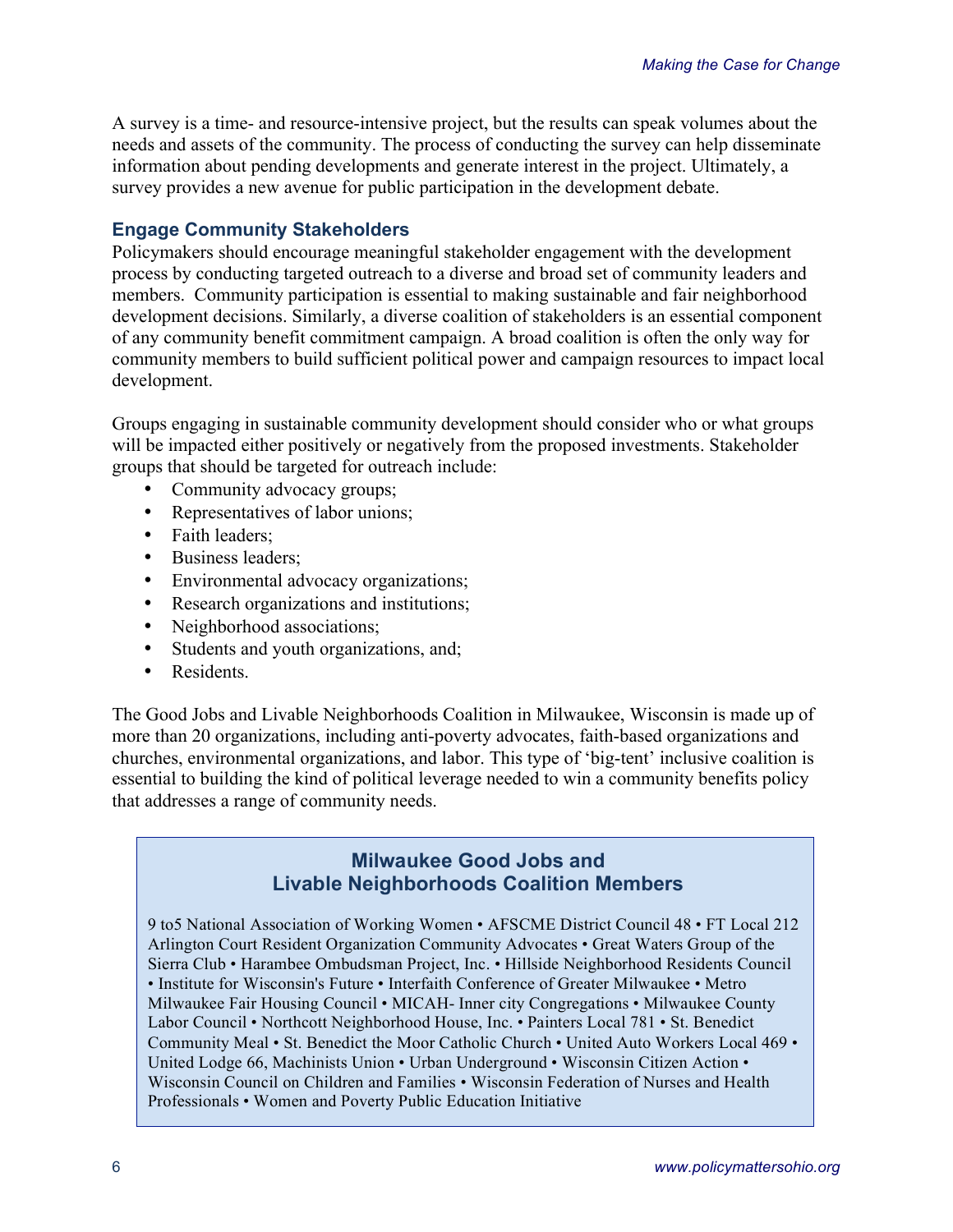A survey is a time- and resource-intensive project, but the results can speak volumes about the needs and assets of the community. The process of conducting the survey can help disseminate information about pending developments and generate interest in the project. Ultimately, a survey provides a new avenue for public participation in the development debate.

### Engage Community Stakeholders

Policymakers should encourage meaningful stakeholder engagement with the development process by conducting targeted outreach to a diverse and broad set of community leaders and members. Community participation is essential to making sustainable and fair neighborhood development decisions. Similarly, a diverse coalition of stakeholders is an essential component of any community benefit commitment campaign. A broad coalition is often the only way for community members to build sufficient political power and campaign resources to impact local development.

Groups engaging in sustainable community development should consider who or what groups will be impacted either positively or negatively from the proposed investments. Stakeholder groups that should be targeted for outreach include:

- Community advocacy groups;
- Representatives of labor unions;
- Faith leaders;
- Business leaders;
- Environmental advocacy organizations;
- Research organizations and institutions;
- Neighborhood associations;
- Students and youth organizations, and;
- Residents.

The Good Jobs and Livable Neighborhoods Coalition in Milwaukee, Wisconsin is made up of more than 20 organizations, including anti-poverty advocates, faith-based organizations and churches, environmental organizations, and labor. This type of 'big-tent' inclusive coalition is essential to building the kind of political leverage needed to win a community benefits policy that addresses a range of community needs.

### Milwaukee Good Jobs and Livable Neighborhoods Coalition Members

9 to5 National Association of Working Women • AFSCME District Council 48 • FT Local 212 Arlington Court Resident Organization Community Advocates • Great Waters Group of the Sierra Club • Harambee Ombudsman Project, Inc. • Hillside Neighborhood Residents Council • Institute for Wisconsin's Future • Interfaith Conference of Greater Milwaukee • Metro Milwaukee Fair Housing Council • MICAH- Inner city Congregations • Milwaukee County Labor Council • Northcott Neighborhood House, Inc. • Painters Local 781 • St. Benedict Community Meal • St. Benedict the Moor Catholic Church • United Auto Workers Local 469 • United Lodge 66, Machinists Union • Urban Underground • Wisconsin Citizen Action • Wisconsin Council on Children and Families • Wisconsin Federation of Nurses and Health Professionals • Women and Poverty Public Education Initiative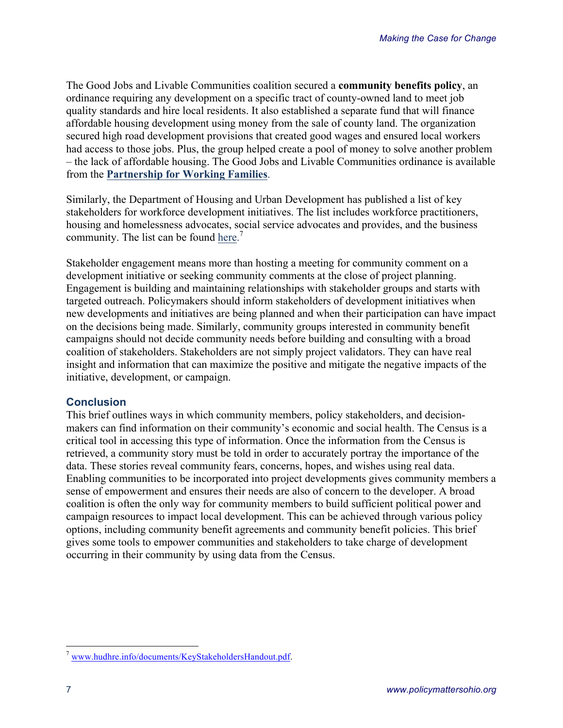The Good Jobs and Livable Communities coalition secured a **community benefits policy**, an ordinance requiring any development on a specific tract of county-owned land to meet job quality standards and hire local residents. It also established a separate fund that will finance affordable housing development using money from the sale of county land. The organization secured high road development provisions that created good wages and ensured local workers had access to those jobs. Plus, the group helped create a pool of money to solve another problem – the lack of affordable housing. The Good Jobs and Livable Communities ordinance is available from the **Partnership for Working Families**.

Similarly, the Department of Housing and Urban Development has published a list of key stakeholders for workforce development initiatives. The list includes workforce practitioners, housing and homelessness advocates, social service advocates and provides, and the business community. The list can be found here.[7]

Stakeholder engagement means more than hosting a meeting for community comment on a development initiative or seeking community comments at the close of project planning. Engagement is building and maintaining relationships with stakeholder groups and starts with targeted outreach. Policymakers should inform stakeholders of development initiatives when new developments and initiatives are being planned and when their participation can have impact on the decisions being made. Similarly, community groups interested in community benefit campaigns should not decide community needs before building and consulting with a broad coalition of stakeholders. Stakeholders are not simply project validators. They can have real insight and information that can maximize the positive and mitigate the negative impacts of the initiative, development, or campaign.

## Conclusion

This brief outlines ways in which community members, policy stakeholders, and decision-makers can find information on their community's economic and social health. The Census is a critical tool in accessing this type of information. Once the information from the Census is retrieved, a community story must be told in order to accurately portray the importance of the data. These stories reveal community fears, concerns, hopes, and wishes using real data. Enabling communities to be incorporated into project developments gives community members a sense of empowerment and ensures their needs are also of concern to the developer. A broad coalition is often the only way for community members to build sufficient political power and campaign resources to impact local development. This can be achieved through various policy options, including community benefit agreements and community benefit policies. This brief gives some tools to empower communities and stakeholders to take charge of development occurring in their community by using data from the Census.

---

[7] www.hudhre.info/documents/KeyStakeholdersHandout.pdf.